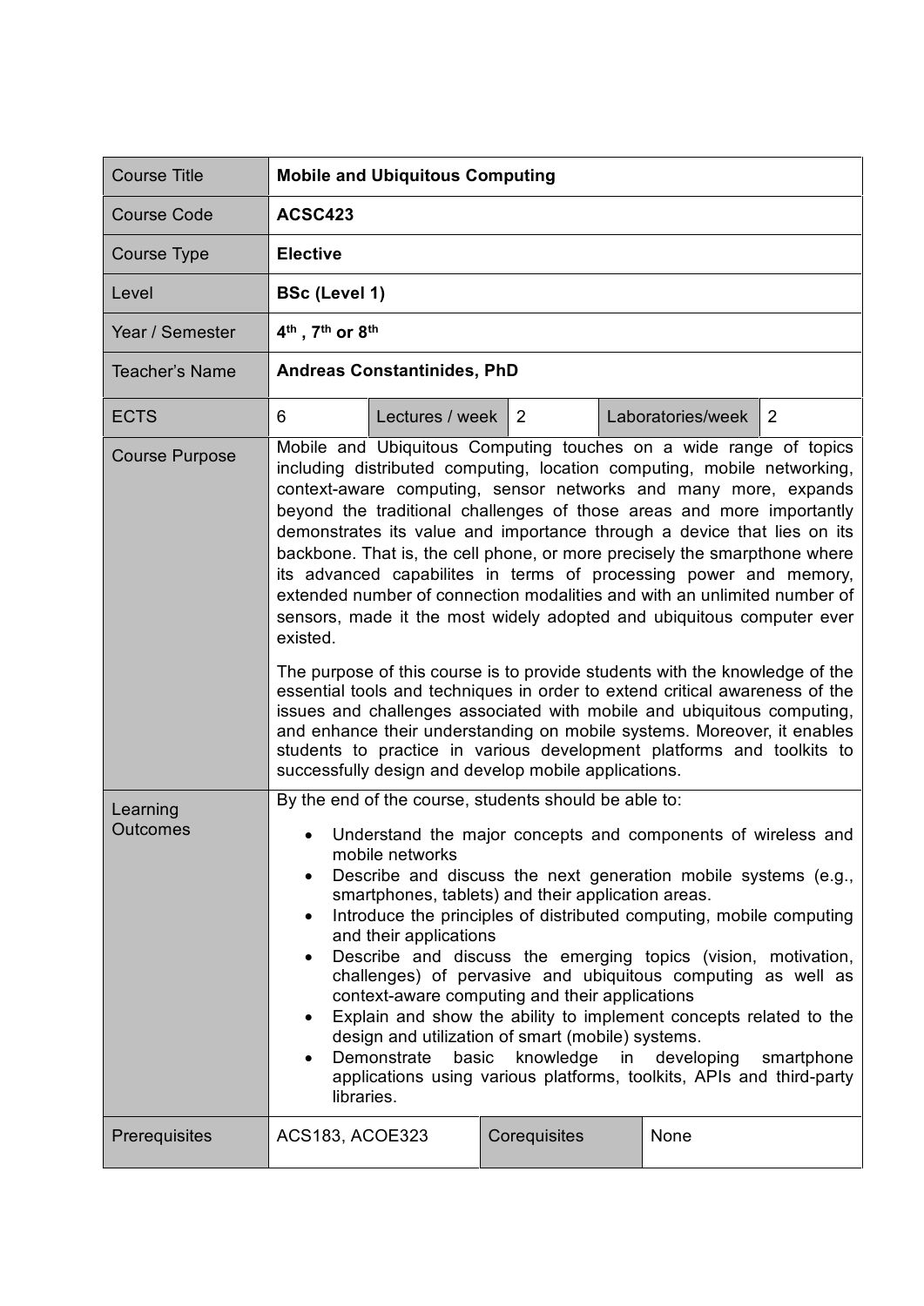| Course Title | **Mobile and Ubiquitous Computing** | | | | |
|---|---|---|---|---|---|
| Course Code | **ACSC423** | | | | |
| Course Type | **Elective** | | | | |
| Level | **BSc (Level 1)** | | | | |
| Year / Semester | **4th , 7th or 8th** | | | | |
| Teacher's Name | **Andreas Constantinides, PhD** | | | | |
| ECTS | 6 | Lectures / week | 2 | Laboratories/week | 2 |
| Course Purpose | Mobile and Ubiquitous Computing touches on a wide range of topics including distributed computing, location computing, mobile networking, context-aware computing, sensor networks and many more, expands beyond the traditional challenges of those areas and more importantly demonstrates its value and importance through a device that lies on its backbone. That is, the cell phone, or more precisely the smartphone where its advanced capabilites in terms of processing power and memory, extended number of connection modalities and with an unlimited number of sensors, made it the most widely adopted and ubiquitous computer ever existed.<br><br>The purpose of this course is to provide students with the knowledge of the essential tools and techniques in order to extend critical awareness of the issues and challenges associated with mobile and ubiquitous computing, and enhance their understanding on mobile systems. Moreover, it enables students to practice in various development platforms and toolkits to successfully design and develop mobile applications. | | | | |
| Learning Outcomes | By the end of the course, students should be able to:<br>• Understand the major concepts and components of wireless and mobile networks<br>• Describe and discuss the next generation mobile systems (e.g., smartphones, tablets) and their application areas.<br>• Introduce the principles of distributed computing, mobile computing and their applications<br>• Describe and discuss the emerging topics (vision, motivation, challenges) of pervasive and ubiquitous computing as well as context-aware computing and their applications<br>• Explain and show the ability to implement concepts related to the design and utilization of smart (mobile) systems.<br>• Demonstrate basic knowledge in developing smartphone applications using various platforms, toolkits, APIs and third-party libraries. | | | | |
| Prerequisites | ACS183, ACOE323 | Corequisites | None | | |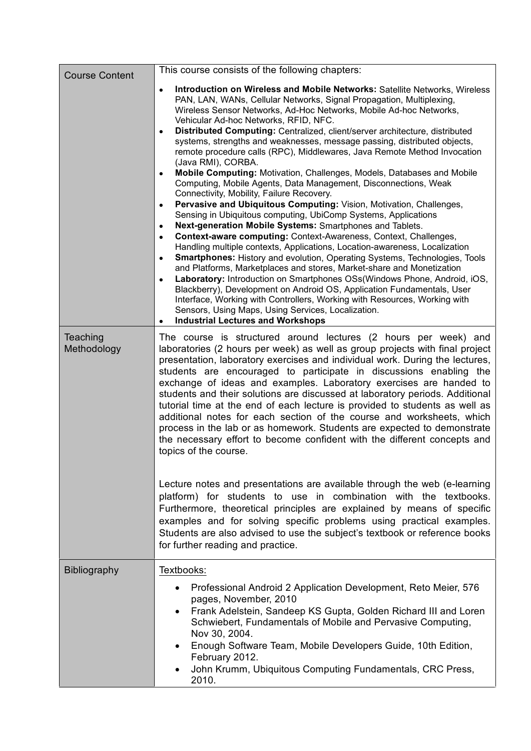| | |
|---|---|
| Course Content | This course consists of the following chapters:<br><ul><li>**Introduction on Wireless and Mobile Networks:** Satellite Networks, Wireless PAN, LAN, WANs, Cellular Networks, Signal Propagation, Multiplexing, Wireless Sensor Networks, Ad-Hoc Networks, Mobile Ad-hoc Networks, Vehicular Ad-hoc Networks, RFID, NFC.</li><li>**Distributed Computing:** Centralized, client/server architecture, distributed systems, strengths and weaknesses, message passing, distributed objects, remote procedure calls (RPC), Middlewares, Java Remote Method Invocation (Java RMI), CORBA.</li><li>**Mobile Computing:** Motivation, Challenges, Models, Databases and Mobile Computing, Mobile Agents, Data Management, Disconnections, Weak Connectivity, Mobility, Failure Recovery.</li><li>**Pervasive and Ubiquitous Computing:** Vision, Motivation, Challenges, Sensing in Ubiquitous computing, UbiComp Systems, Applications</li><li>**Next-generation Mobile Systems:** Smartphones and Tablets.</li><li>**Context-aware computing:** Context-Awareness, Context, Challenges, Handling multiple contexts, Applications, Location-awareness, Localization</li><li>**Smartphones:** History and evolution, Operating Systems, Technologies, Tools and Platforms, Marketplaces and stores, Market-share and Monetization</li><li>**Laboratory:** Introduction on Smartphones OSs(Windows Phone, Android, iOS, Blackberry), Development on Android OS, Application Fundamentals, User Interface, Working with Controllers, Working with Resources, Working with Sensors, Using Maps, Using Services, Localization.</li><li>**Industrial Lectures and Workshops**</li></ul> |
| Teaching Methodology | The course is structured around lectures (2 hours per week) and laboratories (2 hours per week) as well as group projects with final project presentation, laboratory exercises and individual work. During the lectures, students are encouraged to participate in discussions enabling the exchange of ideas and examples. Laboratory exercises are handed to students and their solutions are discussed at laboratory periods. Additional tutorial time at the end of each lecture is provided to students as well as additional notes for each section of the course and worksheets, which process in the lab or as homework. Students are expected to demonstrate the necessary effort to become confident with the different concepts and topics of the course.<br><br>Lecture notes and presentations are available through the web (e-learning platform) for students to use in combination with the textbooks. Furthermore, theoretical principles are explained by means of specific examples and for solving specific problems using practical examples. Students are also advised to use the subject's textbook or reference books for further reading and practice. |
| Bibliography | Textbooks:<br><ul><li>Professional Android 2 Application Development, Reto Meier, 576 pages, November, 2010</li><li>Frank Adelstein, Sandeep KS Gupta, Golden Richard III and Loren Schwiebert, Fundamentals of Mobile and Pervasive Computing, Nov 30, 2004.</li><li>Enough Software Team, Mobile Developers Guide, 10th Edition, February 2012.</li><li>John Krumm, Ubiquitous Computing Fundamentals, CRC Press, 2010.</li></ul> |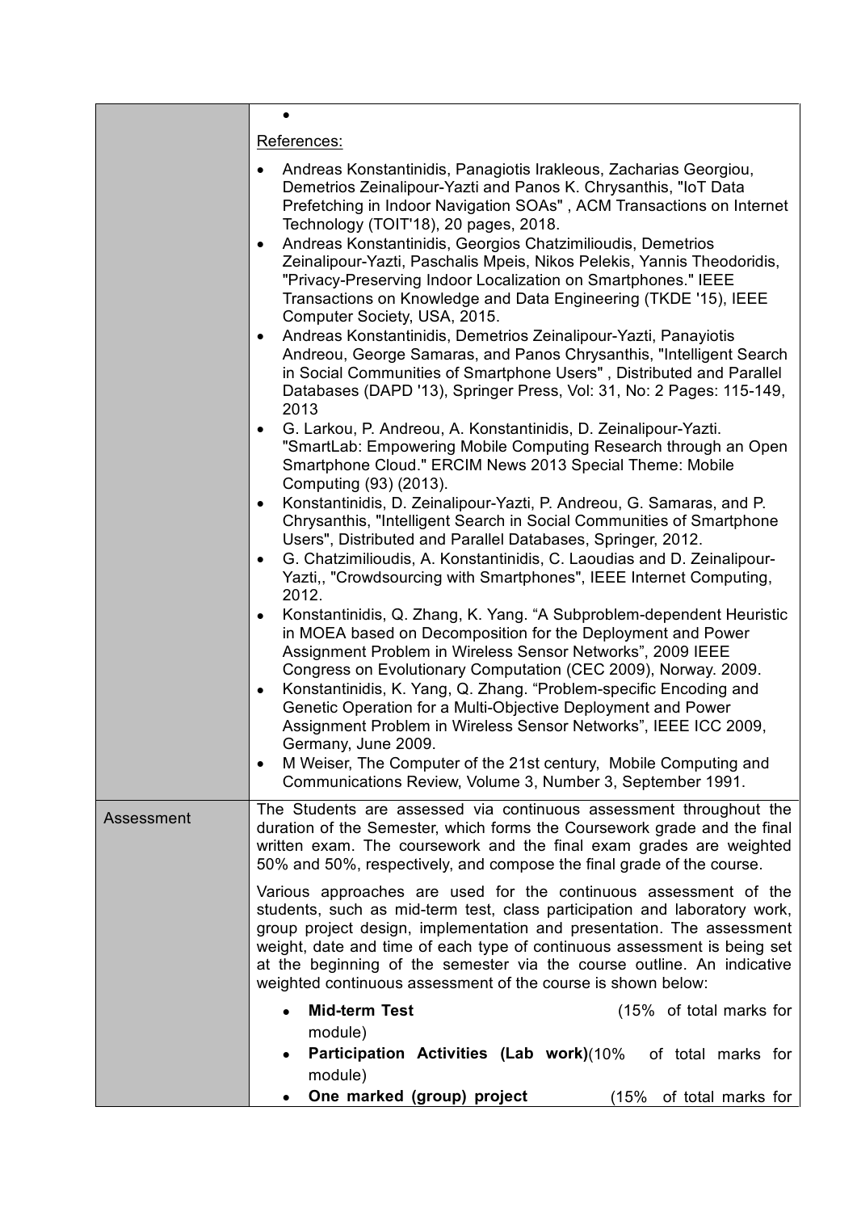| | |
|---|---|
| | •<br><br>References:<br><br>• Andreas Konstantinidis, Panagiotis Irakleous, Zacharias Georgiou, Demetrios Zeinalipour-Yazti and Panos K. Chrysanthis, "IoT Data Prefetching in Indoor Navigation SOAs" , ACM Transactions on Internet Technology (TOIT'18), 20 pages, 2018.<br>• Andreas Konstantinidis, Georgios Chatzimilioudis, Demetrios Zeinalipour-Yazti, Paschalis Mpeis, Nikos Pelekis, Yannis Theodoridis, "Privacy-Preserving Indoor Localization on Smartphones." IEEE Transactions on Knowledge and Data Engineering (TKDE '15), IEEE Computer Society, USA, 2015.<br>• Andreas Konstantinidis, Demetrios Zeinalipour-Yazti, Panayiotis Andreou, George Samaras, and Panos Chrysanthis, "Intelligent Search in Social Communities of Smartphone Users" , Distributed and Parallel Databases (DAPD '13), Springer Press, Vol: 31, No: 2 Pages: 115-149, 2013<br>• G. Larkou, P. Andreou, A. Konstantinidis, D. Zeinalipour-Yazti. "SmartLab: Empowering Mobile Computing Research through an Open Smartphone Cloud." ERCIM News 2013 Special Theme: Mobile Computing (93) (2013).<br>• Konstantinidis, D. Zeinalipour-Yazti, P. Andreou, G. Samaras, and P. Chrysanthis, "Intelligent Search in Social Communities of Smartphone Users", Distributed and Parallel Databases, Springer, 2012.<br>• G. Chatzimilioudis, A. Konstantinidis, C. Laoudias and D. Zeinalipour-Yazti,, "Crowdsourcing with Smartphones", IEEE Internet Computing, 2012.<br>• Konstantinidis, Q. Zhang, K. Yang. "A Subproblem-dependent Heuristic in MOEA based on Decomposition for the Deployment and Power Assignment Problem in Wireless Sensor Networks", 2009 IEEE Congress on Evolutionary Computation (CEC 2009), Norway. 2009.<br>• Konstantinidis, K. Yang, Q. Zhang. "Problem-specific Encoding and Genetic Operation for a Multi-Objective Deployment and Power Assignment Problem in Wireless Sensor Networks", IEEE ICC 2009, Germany, June 2009.<br>• M Weiser, The Computer of the 21st century, Mobile Computing and Communications Review, Volume 3, Number 3, September 1991. |
| Assessment | The Students are assessed via continuous assessment throughout the duration of the Semester, which forms the Coursework grade and the final written exam. The coursework and the final exam grades are weighted 50% and 50%, respectively, and compose the final grade of the course.<br><br>Various approaches are used for the continuous assessment of the students, such as mid-term test, class participation and laboratory work, group project design, implementation and presentation. The assessment weight, date and time of each type of continuous assessment is being set at the beginning of the semester via the course outline. An indicative weighted continuous assessment of the course is shown below:<br><br>• **Mid-term Test** (15% of total marks for module)<br>• **Participation Activities (Lab work)**(10% of total marks for module)<br>• **One marked (group) project** (15% of total marks for |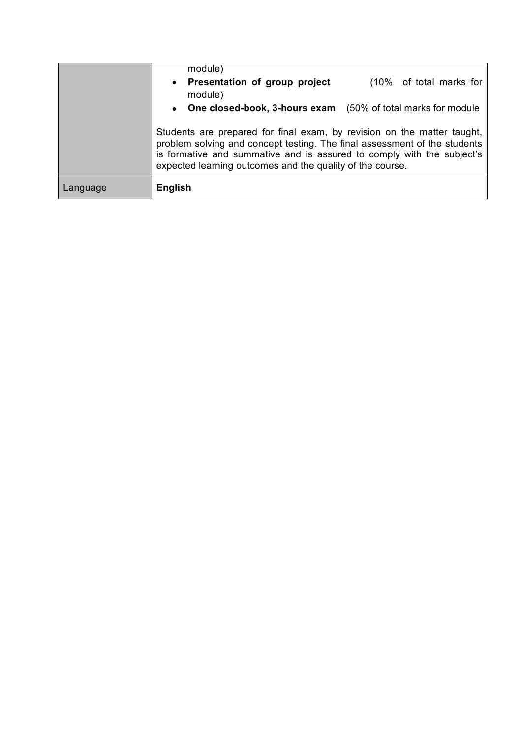| | |
|---|---|
| | module)<br>• **Presentation of group project** (10% of total marks for module)<br>• **One closed-book, 3-hours exam** (50% of total marks for module<br><br>Students are prepared for final exam, by revision on the matter taught, problem solving and concept testing. The final assessment of the students is formative and summative and is assured to comply with the subject's expected learning outcomes and the quality of the course. |
| Language | **English** |